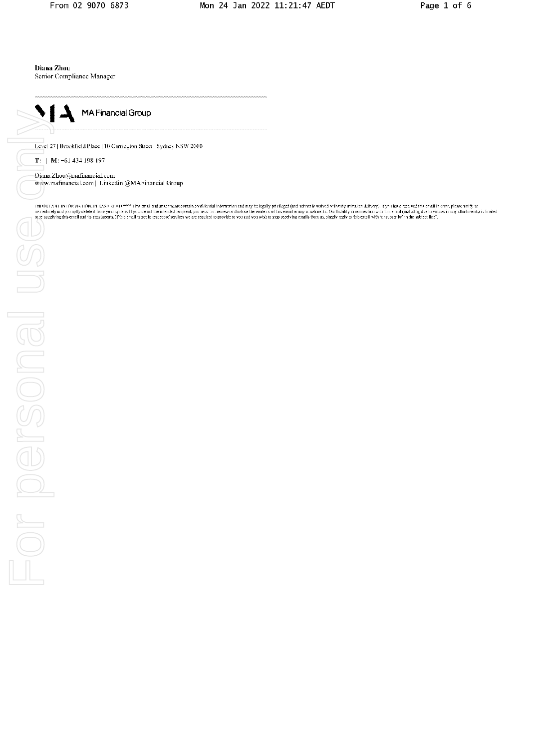**Diana Zhou**
Senior Compliance Manager

---

MA Financial Group

---

Level 27 | Brookfield Place | 10 Carrington Street Sydney NSW 2000

**T:** | **M:** +61 434 198 197

Diana.Zhou@mafinancial.com
www.mafinancial.com | Linkedin @MAFinancial Group

IMPORTANT INFORMATION. PLEASE READ **** This email and attachments contain confidential information and may be legally privileged (and neither is waived or lost by mistaken delivery). If you have received this email in error, please notify us immediately and promptly delete it from your system. If you are not the intended recipient, you must not review or disclose the contents of this email or any attachments. Our liability in connection with this email (including due to viruses in any attachments) is limited to re-supplying this email and its attachments. If this email is not in respect of services we are required to provide to you and you wish to stop receiving emails from us, simply reply to this email with "unsubscribe" in the subject line".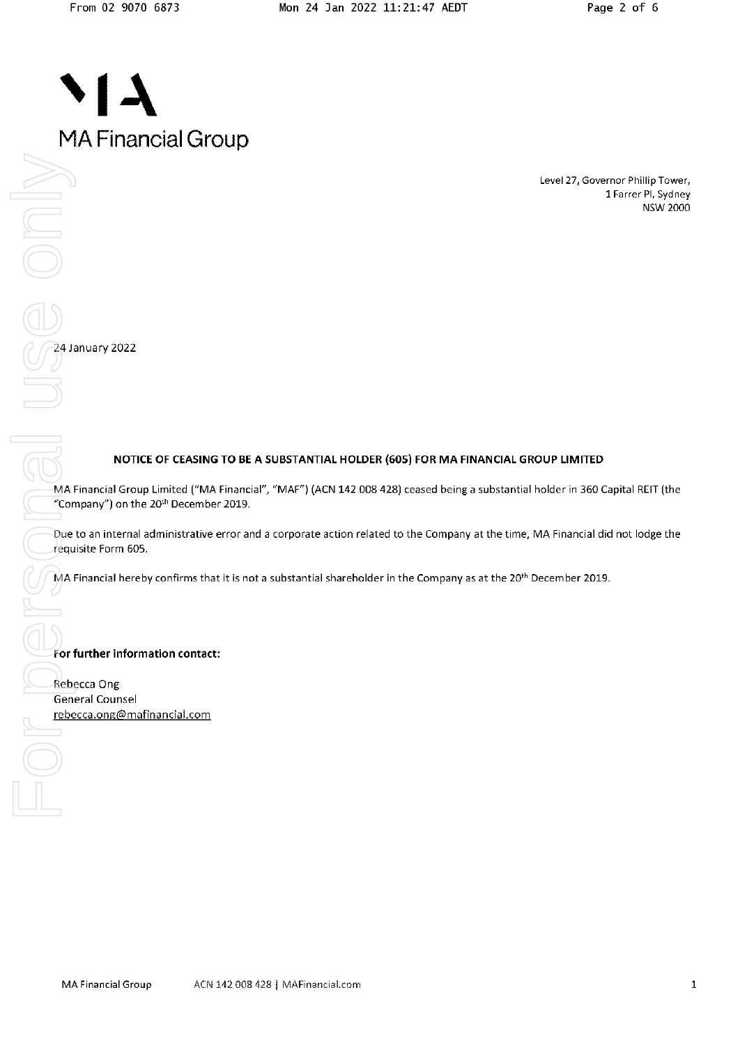MA Financial Group

Level 27, Governor Phillip Tower,
1 Farrer Pl, Sydney
NSW 2000

24 January 2022

**NOTICE OF CEASING TO BE A SUBSTANTIAL HOLDER (605) FOR MA FINANCIAL GROUP LIMITED**

MA Financial Group Limited ("MA Financial", "MAF") (ACN 142 008 428) ceased being a substantial holder in 360 Capital REIT (the "Company") on the 20th December 2019.

Due to an internal administrative error and a corporate action related to the Company at the time, MA Financial did not lodge the requisite Form 605.

MA Financial hereby confirms that it is not a substantial shareholder in the Company as at the 20th December 2019.

**For further information contact:**

Rebecca Ong
General Counsel
rebecca.ong@mafinancial.com

MA Financial Group ACN 142 008 428 | MAFinancial.com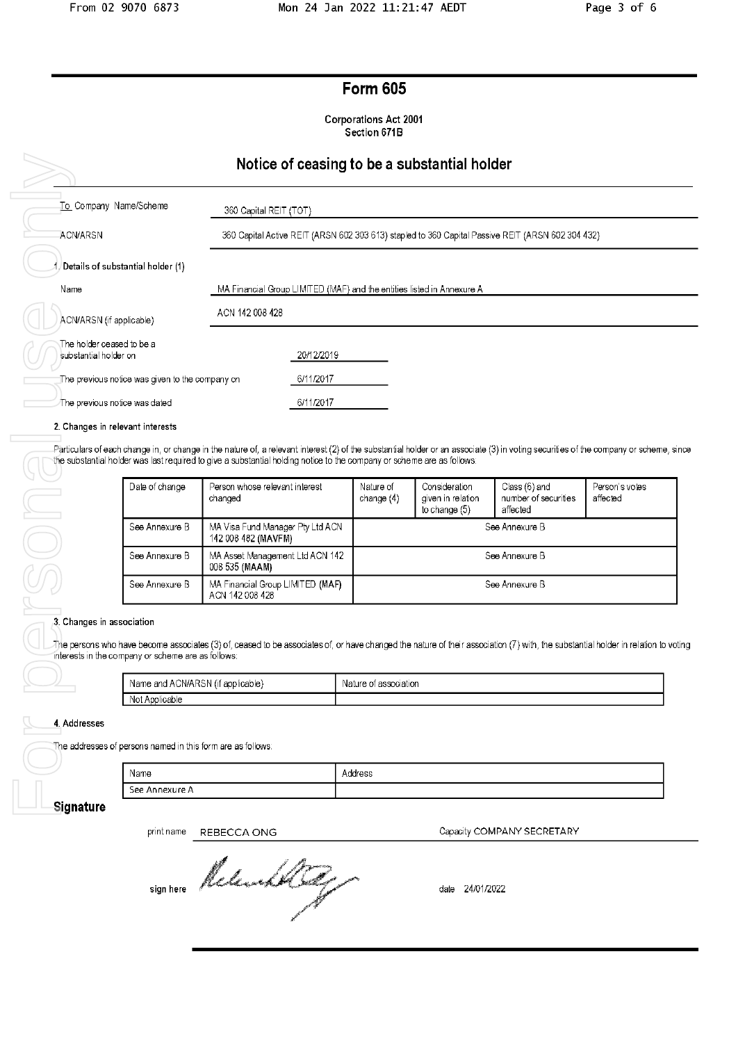# Form 605

Corporations Act 2001
Section 671B

## Notice of ceasing to be a substantial holder

| | |
|---|---|
| To Company Name/Scheme | 360 Capital REIT (TOT) |
| ACN/ARSN | 360 Capital Active REIT (ARSN 602 303 613) stapled to 360 Capital Passive REIT (ARSN 602 304 432) |

**1. Details of substantial holder (1)**

| | |
|---|---|
| Name | MA Financial Group LIMITED (MAF) and the entities listed in Annexure A |
| ACN/ARSN (if applicable) | ACN 142 008 428 |

The holder ceased to be a substantial holder on 20/12/2019

The previous notice was given to the company on 6/11/2017

The previous notice was dated 6/11/2017

**2. Changes in relevant interests**

Particulars of each change in, or change in the nature of, a relevant interest (2) of the substantial holder or an associate (3) in voting securities of the company or scheme, since the substantial holder was last required to give a substantial holding notice to the company or scheme are as follows:

| Date of change | Person whose relevant interest changed | Nature of change (4) | Consideration given in relation to change (5) | Class (6) and number of securities affected | Person's votes affected |
|---|---|---|---|---|---|
| See Annexure B | MA Visa Fund Manager Pty Ltd ACN 142 008 482 (**MAVFM**) | See Annexure B | | | |
| See Annexure B | MA Asset Management Ltd ACN 142 008 535 (**MAAM**) | See Annexure B | | | |
| See Annexure B | MA Financial Group LIMITED (**MAF**) ACN 142 008 428 | See Annexure B | | | |

**3. Changes in association**

The persons who have become associates (3) of, ceased to be associates of, or have changed the nature of their association (7) with, the substantial holder in relation to voting interests in the company or scheme are as follows:

| Name and ACN/ARSN (if applicable) | Nature of association |
|---|---|
| Not Applicable | |

**4. Addresses**

The addresses of persons named in this form are as follows:

| Name | Address |
|---|---|
| See Annexure A | |

## Signature

print name REBECCA ONG

Capacity COMPANY SECRETARY

sign here

date 24/01/2022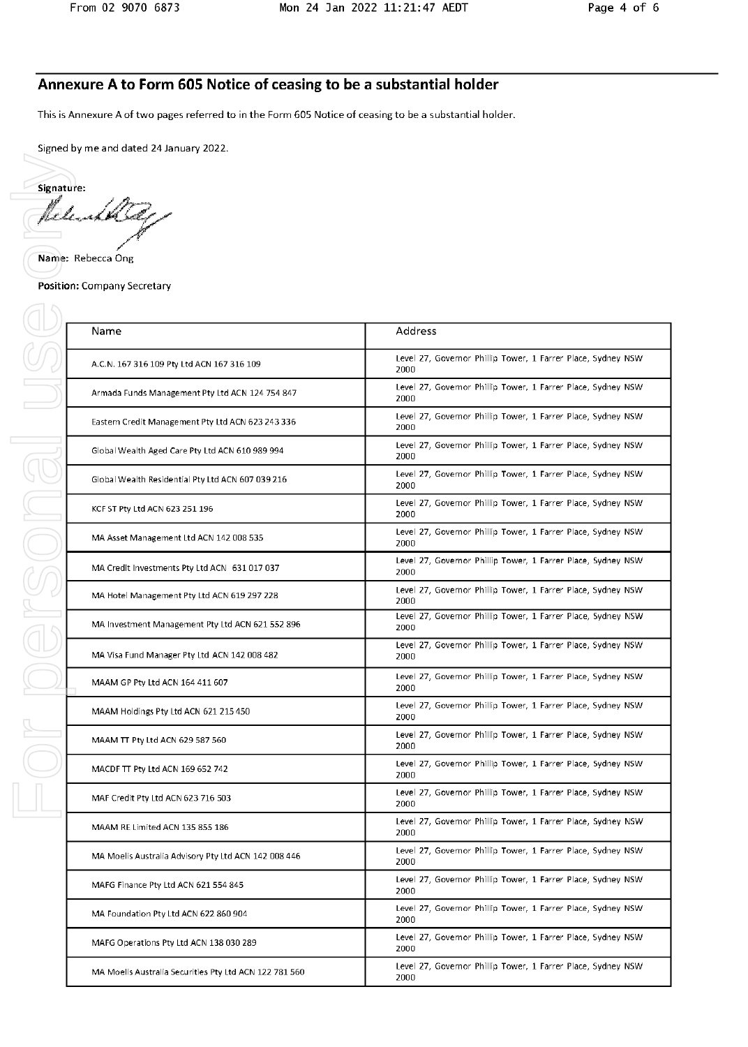## Annexure A to Form 605 Notice of ceasing to be a substantial holder

This is Annexure A of two pages referred to in the Form 605 Notice of ceasing to be a substantial holder.

Signed by me and dated 24 January 2022.

**Signature:**

**Name:** Rebecca Ong

**Position:** Company Secretary

| Name | Address |
|---|---|
| A.C.N. 167 316 109 Pty Ltd ACN 167 316 109 | Level 27, Governor Phillip Tower, 1 Farrer Place, Sydney NSW 2000 |
| Armada Funds Management Pty Ltd ACN 124 754 847 | Level 27, Governor Phillip Tower, 1 Farrer Place, Sydney NSW 2000 |
| Eastern Credit Management Pty Ltd ACN 623 243 336 | Level 27, Governor Phillip Tower, 1 Farrer Place, Sydney NSW 2000 |
| Global Wealth Aged Care Pty Ltd ACN 610 989 994 | Level 27, Governor Phillip Tower, 1 Farrer Place, Sydney NSW 2000 |
| Global Wealth Residential Pty Ltd ACN 607 039 216 | Level 27, Governor Phillip Tower, 1 Farrer Place, Sydney NSW 2000 |
| KCF ST Pty Ltd ACN 623 251 196 | Level 27, Governor Phillip Tower, 1 Farrer Place, Sydney NSW 2000 |
| MA Asset Management Ltd ACN 142 008 535 | Level 27, Governor Phillip Tower, 1 Farrer Place, Sydney NSW 2000 |
| MA Credit Investments Pty Ltd ACN 631 017 037 | Level 27, Governor Phillip Tower, 1 Farrer Place, Sydney NSW 2000 |
| MA Hotel Management Pty Ltd ACN 619 297 228 | Level 27, Governor Phillip Tower, 1 Farrer Place, Sydney NSW 2000 |
| MA Investment Management Pty Ltd ACN 621 552 896 | Level 27, Governor Phillip Tower, 1 Farrer Place, Sydney NSW 2000 |
| MA Visa Fund Manager Pty Ltd ACN 142 008 482 | Level 27, Governor Phillip Tower, 1 Farrer Place, Sydney NSW 2000 |
| MAAM GP Pty Ltd ACN 164 411 607 | Level 27, Governor Phillip Tower, 1 Farrer Place, Sydney NSW 2000 |
| MAAM Holdings Pty Ltd ACN 621 215 450 | Level 27, Governor Phillip Tower, 1 Farrer Place, Sydney NSW 2000 |
| MAAM TT Pty Ltd ACN 629 587 560 | Level 27, Governor Phillip Tower, 1 Farrer Place, Sydney NSW 2000 |
| MACDF TT Pty Ltd ACN 169 652 742 | Level 27, Governor Phillip Tower, 1 Farrer Place, Sydney NSW 2000 |
| MAF Credit Pty Ltd ACN 623 716 503 | Level 27, Governor Phillip Tower, 1 Farrer Place, Sydney NSW 2000 |
| MAAM RE Limited ACN 135 855 186 | Level 27, Governor Phillip Tower, 1 Farrer Place, Sydney NSW 2000 |
| MA Moelis Australia Advisory Pty Ltd ACN 142 008 446 | Level 27, Governor Phillip Tower, 1 Farrer Place, Sydney NSW 2000 |
| MAFG Finance Pty Ltd ACN 621 554 845 | Level 27, Governor Phillip Tower, 1 Farrer Place, Sydney NSW 2000 |
| MA Foundation Pty Ltd ACN 622 860 904 | Level 27, Governor Phillip Tower, 1 Farrer Place, Sydney NSW 2000 |
| MAFG Operations Pty Ltd ACN 138 030 289 | Level 27, Governor Phillip Tower, 1 Farrer Place, Sydney NSW 2000 |
| MA Moelis Australia Securities Pty Ltd ACN 122 781 560 | Level 27, Governor Phillip Tower, 1 Farrer Place, Sydney NSW 2000 |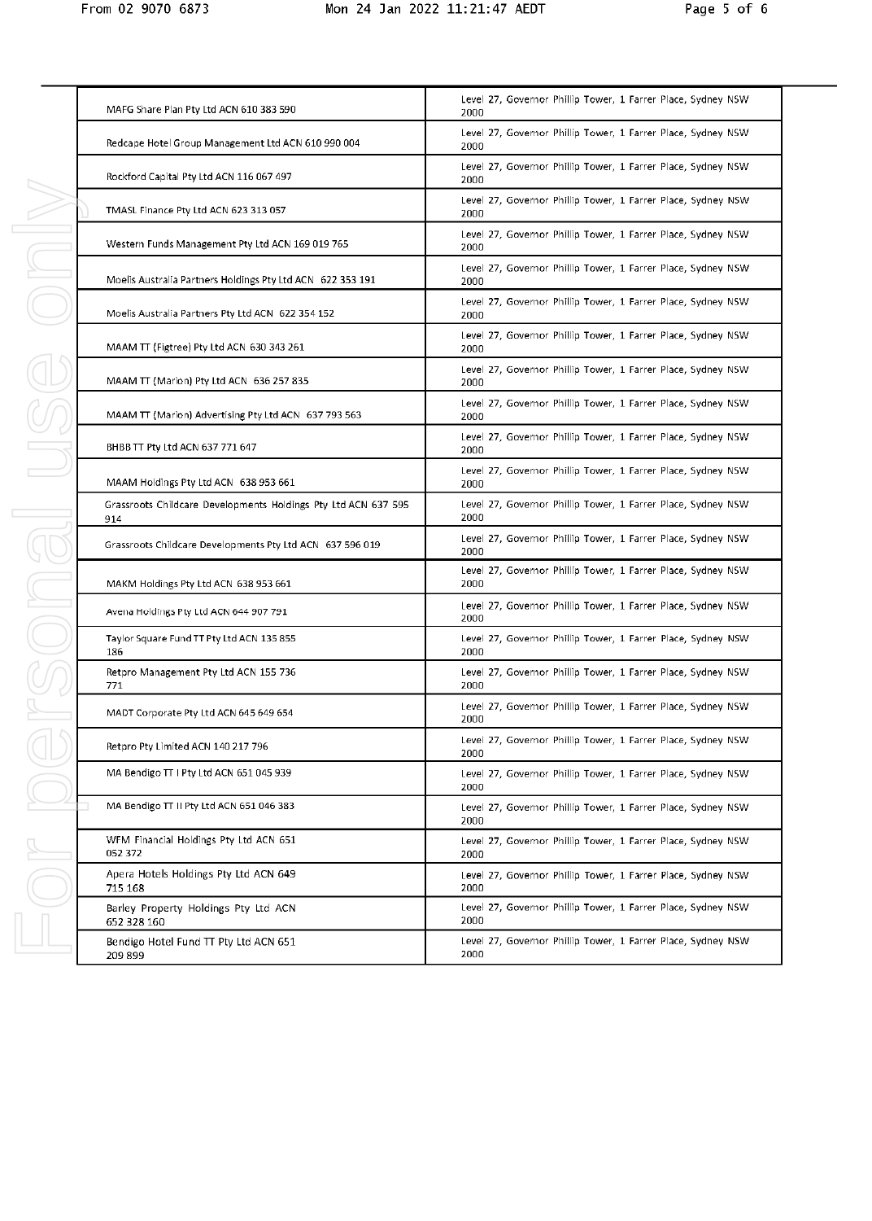| | |
|---|---|
| MAFG Share Plan Pty Ltd ACN 610 383 590 | Level 27, Governor Phillip Tower, 1 Farrer Place, Sydney NSW 2000 |
| Redcape Hotel Group Management Ltd ACN 610 990 004 | Level 27, Governor Phillip Tower, 1 Farrer Place, Sydney NSW 2000 |
| Rockford Capital Pty Ltd ACN 116 067 497 | Level 27, Governor Phillip Tower, 1 Farrer Place, Sydney NSW 2000 |
| TMASL Finance Pty Ltd ACN 623 313 057 | Level 27, Governor Phillip Tower, 1 Farrer Place, Sydney NSW 2000 |
| Western Funds Management Pty Ltd ACN 169 019 765 | Level 27, Governor Phillip Tower, 1 Farrer Place, Sydney NSW 2000 |
| Moelis Australia Partners Holdings Pty Ltd ACN 622 353 191 | Level 27, Governor Phillip Tower, 1 Farrer Place, Sydney NSW 2000 |
| Moelis Australia Partners Pty Ltd ACN 622 354 152 | Level 27, Governor Phillip Tower, 1 Farrer Place, Sydney NSW 2000 |
| MAAM TT (Figtree) Pty Ltd ACN 630 343 261 | Level 27, Governor Phillip Tower, 1 Farrer Place, Sydney NSW 2000 |
| MAAM TT (Marion) Pty Ltd ACN 636 257 835 | Level 27, Governor Phillip Tower, 1 Farrer Place, Sydney NSW 2000 |
| MAAM TT (Marion) Advertising Pty Ltd ACN 637 793 563 | Level 27, Governor Phillip Tower, 1 Farrer Place, Sydney NSW 2000 |
| BHBB TT Pty Ltd ACN 637 771 647 | Level 27, Governor Phillip Tower, 1 Farrer Place, Sydney NSW 2000 |
| MAAM Holdings Pty Ltd ACN 638 953 661 | Level 27, Governor Phillip Tower, 1 Farrer Place, Sydney NSW 2000 |
| Grassroots Childcare Developments Holdings Pty Ltd ACN 637 595 914 | Level 27, Governor Phillip Tower, 1 Farrer Place, Sydney NSW 2000 |
| Grassroots Childcare Developments Pty Ltd ACN 637 596 019 | Level 27, Governor Phillip Tower, 1 Farrer Place, Sydney NSW 2000 |
| MAKM Holdings Pty Ltd ACN 638 953 661 | Level 27, Governor Phillip Tower, 1 Farrer Place, Sydney NSW 2000 |
| Avena Holdings Pty Ltd ACN 644 907 791 | Level 27, Governor Phillip Tower, 1 Farrer Place, Sydney NSW 2000 |
| Taylor Square Fund TT Pty Ltd ACN 135 855 186 | Level 27, Governor Phillip Tower, 1 Farrer Place, Sydney NSW 2000 |
| Retpro Management Pty Ltd ACN 155 736 771 | Level 27, Governor Phillip Tower, 1 Farrer Place, Sydney NSW 2000 |
| MADT Corporate Pty Ltd ACN 645 649 654 | Level 27, Governor Phillip Tower, 1 Farrer Place, Sydney NSW 2000 |
| Retpro Pty Limited ACN 140 217 796 | Level 27, Governor Phillip Tower, 1 Farrer Place, Sydney NSW 2000 |
| MA Bendigo TT I Pty Ltd ACN 651 045 939 | Level 27, Governor Phillip Tower, 1 Farrer Place, Sydney NSW 2000 |
| MA Bendigo TT II Pty Ltd ACN 651 046 383 | Level 27, Governor Phillip Tower, 1 Farrer Place, Sydney NSW 2000 |
| WFM Financial Holdings Pty Ltd ACN 651 052 372 | Level 27, Governor Phillip Tower, 1 Farrer Place, Sydney NSW 2000 |
| Apera Hotels Holdings Pty Ltd ACN 649 715 168 | Level 27, Governor Phillip Tower, 1 Farrer Place, Sydney NSW 2000 |
| Barley Property Holdings Pty Ltd ACN 652 328 160 | Level 27, Governor Phillip Tower, 1 Farrer Place, Sydney NSW 2000 |
| Bendigo Hotel Fund TT Pty Ltd ACN 651 209 899 | Level 27, Governor Phillip Tower, 1 Farrer Place, Sydney NSW 2000 |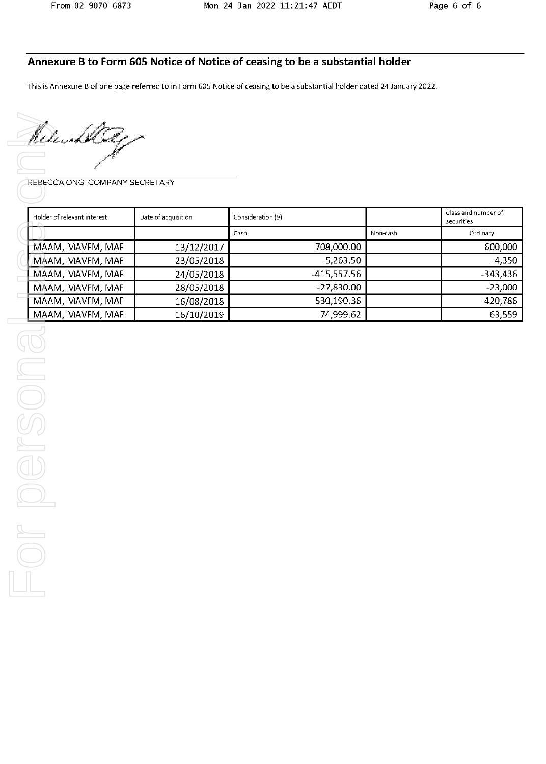## Annexure B to Form 605 Notice of Notice of ceasing to be a substantial holder

This is Annexure B of one page referred to in Form 605 Notice of ceasing to be a substantial holder dated 24 January 2022.

REBECCA ONG, COMPANY SECRETARY

| Holder of relevant interest | Date of acquisition | Consideration (9) | | Class and number of securities |
|---|---|---|---|---|
| | | Cash | Non-cash | Ordinary |
| MAAM, MAVFM, MAF | 13/12/2017 | 708,000.00 | | 600,000 |
| MAAM, MAVFM, MAF | 23/05/2018 | -5,263.50 | | -4,350 |
| MAAM, MAVFM, MAF | 24/05/2018 | -415,557.56 | | -343,436 |
| MAAM, MAVFM, MAF | 28/05/2018 | -27,830.00 | | -23,000 |
| MAAM, MAVFM, MAF | 16/08/2018 | 530,190.36 | | 420,786 |
| MAAM, MAVFM, MAF | 16/10/2019 | 74,999.62 | | 63,559 |